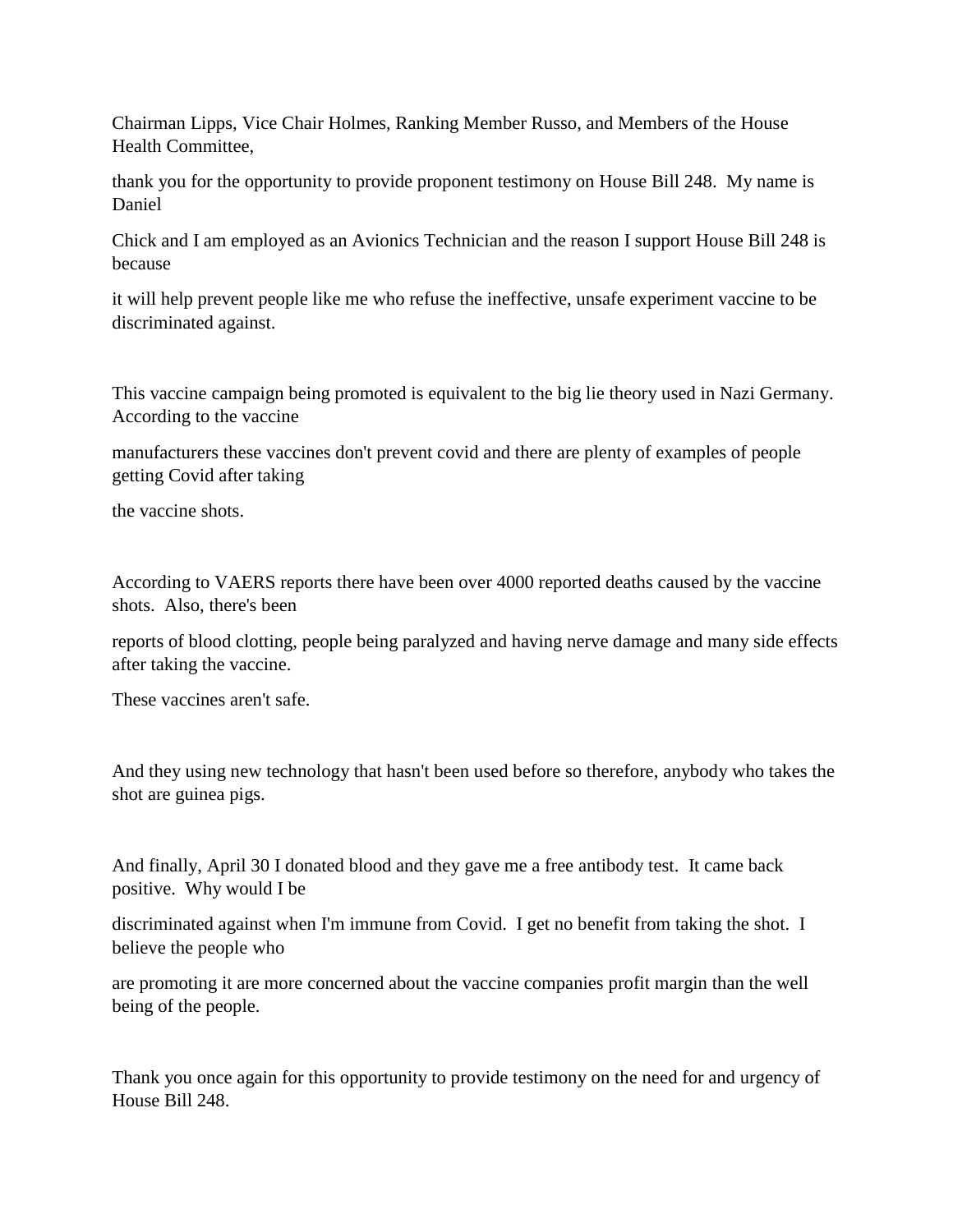Chairman Lipps, Vice Chair Holmes, Ranking Member Russo, and Members of the House Health Committee,

thank you for the opportunity to provide proponent testimony on House Bill 248. My name is Daniel Chick and I am employed as an Avionics Technician and the reason I support House Bill 248 is because it will help prevent people like me who refuse the ineffective, unsafe experiment vaccine to be discriminated against.

This vaccine campaign being promoted is equivalent to the big lie theory used in Nazi Germany. According to the vaccine manufacturers these vaccines don't prevent covid and there are plenty of examples of people getting Covid after taking the vaccine shots.

According to VAERS reports there have been over 4000 reported deaths caused by the vaccine shots. Also, there's been reports of blood clotting, people being paralyzed and having nerve damage and many side effects after taking the vaccine.

These vaccines aren't safe.

And they using new technology that hasn't been used before so therefore, anybody who takes the shot are guinea pigs.

And finally, April 30 I donated blood and they gave me a free antibody test. It came back positive. Why would I be discriminated against when I'm immune from Covid. I get no benefit from taking the shot. I believe the people who are promoting it are more concerned about the vaccine companies profit margin than the well being of the people.

Thank you once again for this opportunity to provide testimony on the need for and urgency of House Bill 248.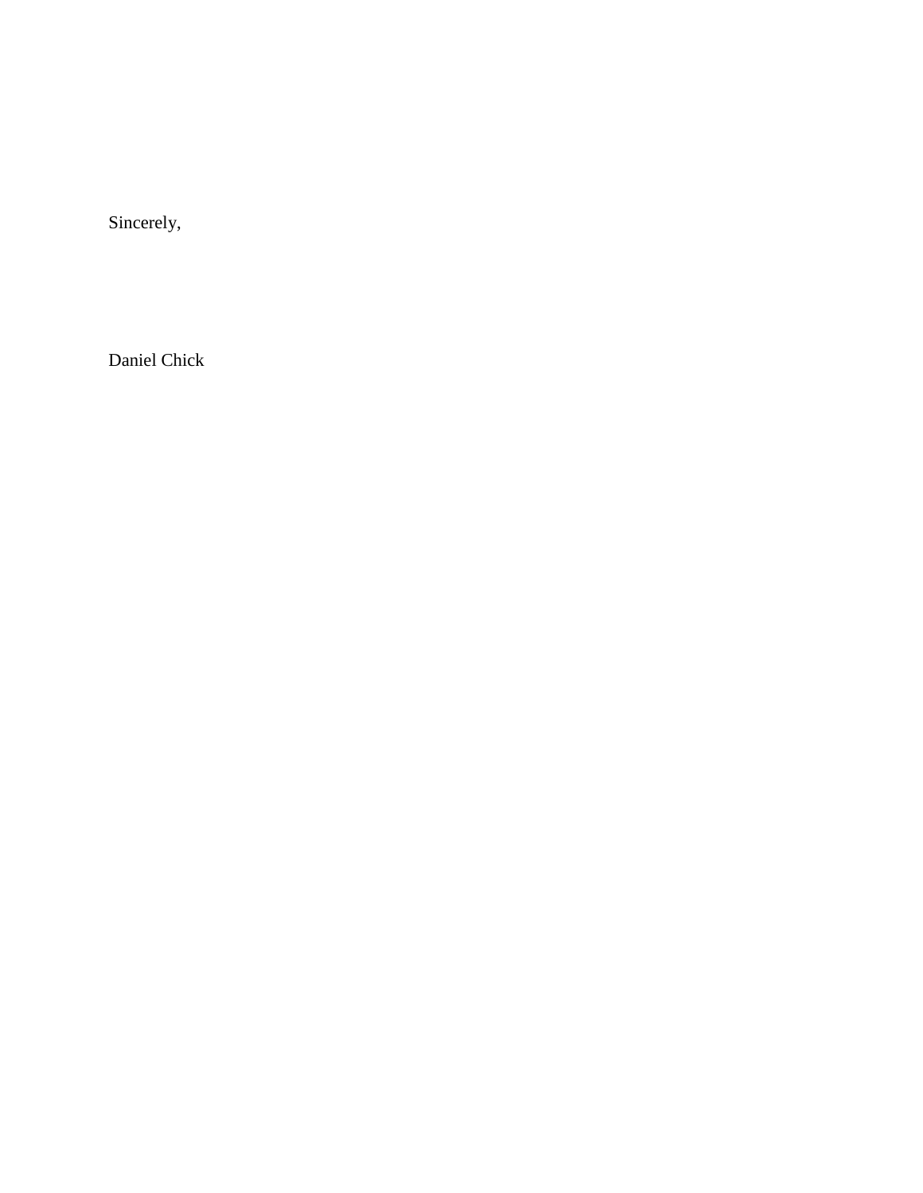Sincerely,

Daniel Chick